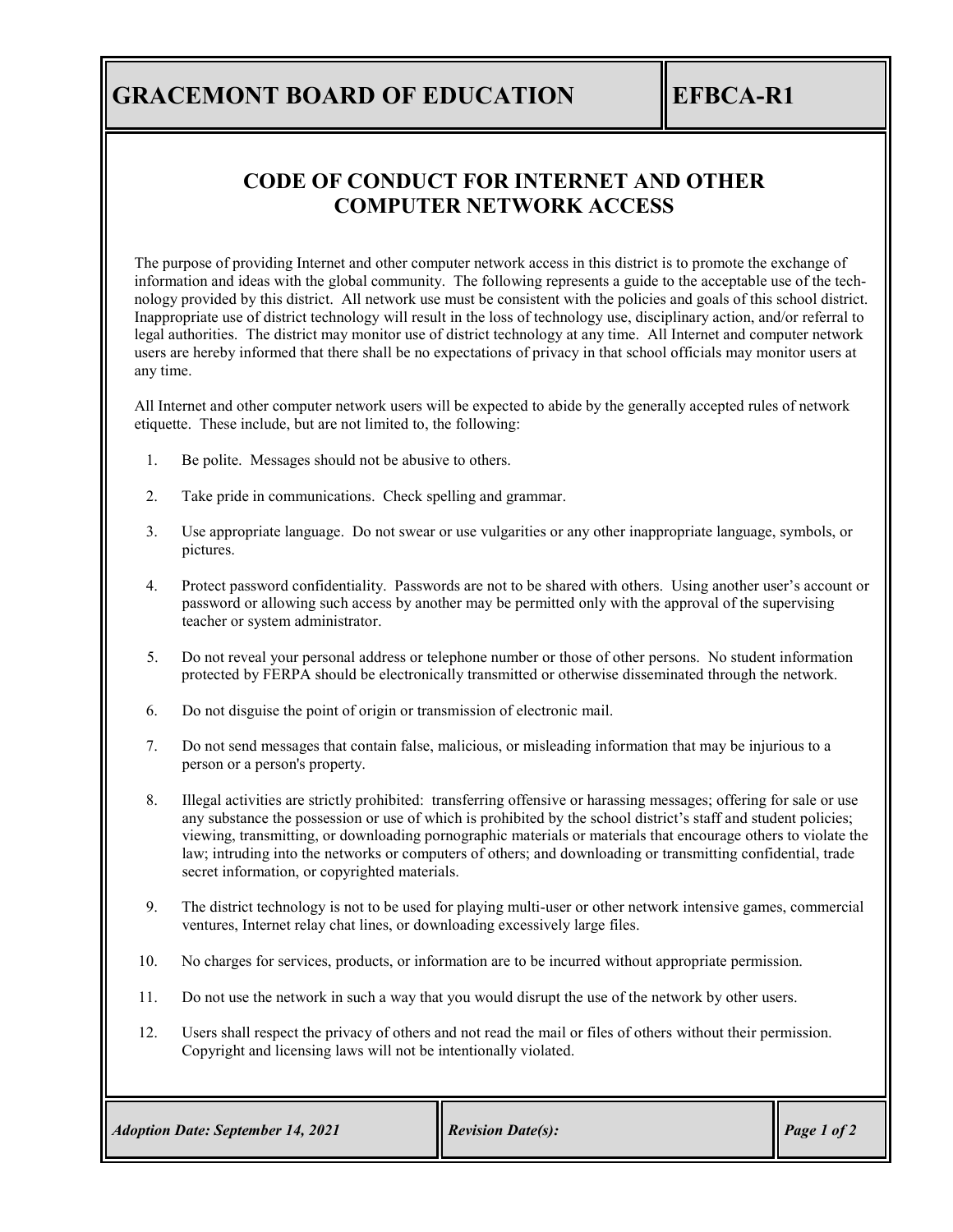# GRACEMONT BOARD OF EDUCATION — EFBCA-R1

## CODE OF CONDUCT FOR INTERNET AND OTHER COMPUTER NETWORK ACCESS

The purpose of providing Internet and other computer network access in this district is to promote the exchange of information and ideas with the global community. The following represents a guide to the acceptable use of the technology provided by this district. All network use must be consistent with the policies and goals of this school district. Inappropriate use of district technology will result in the loss of technology use, disciplinary action, and/or referral to legal authorities. The district may monitor use of district technology at any time. All Internet and computer network users are hereby informed that there shall be no expectations of privacy in that school officials may monitor users at any time.

All Internet and other computer network users will be expected to abide by the generally accepted rules of network etiquette. These include, but are not limited to, the following:

1. Be polite. Messages should not be abusive to others.
2. Take pride in communications. Check spelling and grammar.
3. Use appropriate language. Do not swear or use vulgarities or any other inappropriate language, symbols, or pictures.
4. Protect password confidentiality. Passwords are not to be shared with others. Using another user's account or password or allowing such access by another may be permitted only with the approval of the supervising teacher or system administrator.
5. Do not reveal your personal address or telephone number or those of other persons. No student information protected by FERPA should be electronically transmitted or otherwise disseminated through the network.
6. Do not disguise the point of origin or transmission of electronic mail.
7. Do not send messages that contain false, malicious, or misleading information that may be injurious to a person or a person's property.
8. Illegal activities are strictly prohibited: transferring offensive or harassing messages; offering for sale or use any substance the possession or use of which is prohibited by the school district's staff and student policies; viewing, transmitting, or downloading pornographic materials or materials that encourage others to violate the law; intruding into the networks or computers of others; and downloading or transmitting confidential, trade secret information, or copyrighted materials.
9. The district technology is not to be used for playing multi-user or other network intensive games, commercial ventures, Internet relay chat lines, or downloading excessively large files.
10. No charges for services, products, or information are to be incurred without appropriate permission.
11. Do not use the network in such a way that you would disrupt the use of the network by other users.
12. Users shall respect the privacy of others and not read the mail or files of others without their permission. Copyright and licensing laws will not be intentionally violated.

*Adoption Date: September 14, 2021* | *Revision Date(s):*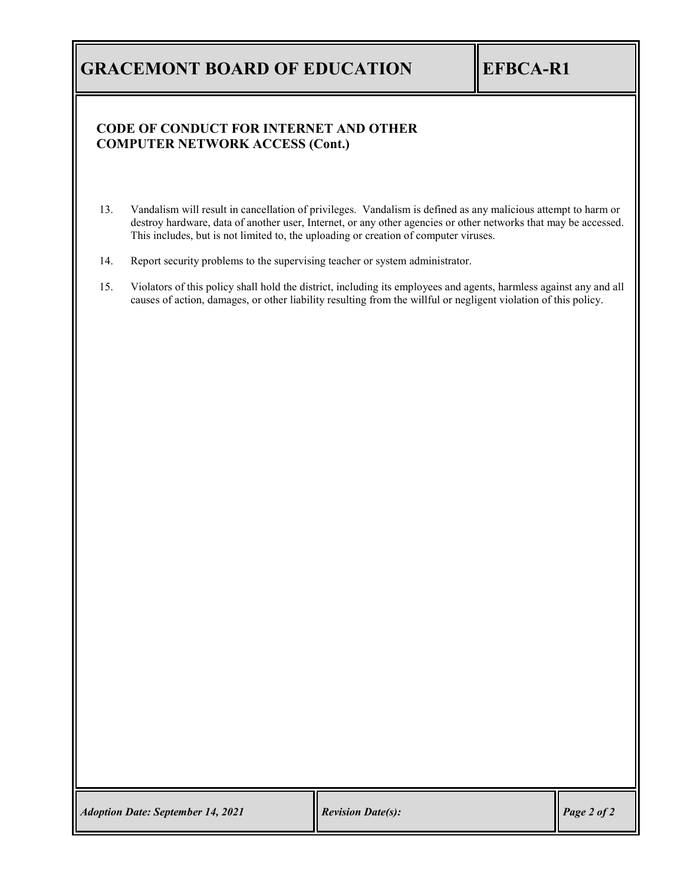## CODE OF CONDUCT FOR INTERNET AND OTHER COMPUTER NETWORK ACCESS (Cont.)

13. Vandalism will result in cancellation of privileges. Vandalism is defined as any malicious attempt to harm or destroy hardware, data of another user, Internet, or any other agencies or other networks that may be accessed. This includes, but is not limited to, the uploading or creation of computer viruses.

14. Report security problems to the supervising teacher or system administrator.

15. Violators of this policy shall hold the district, including its employees and agents, harmless against any and all causes of action, damages, or other liability resulting from the willful or negligent violation of this policy.